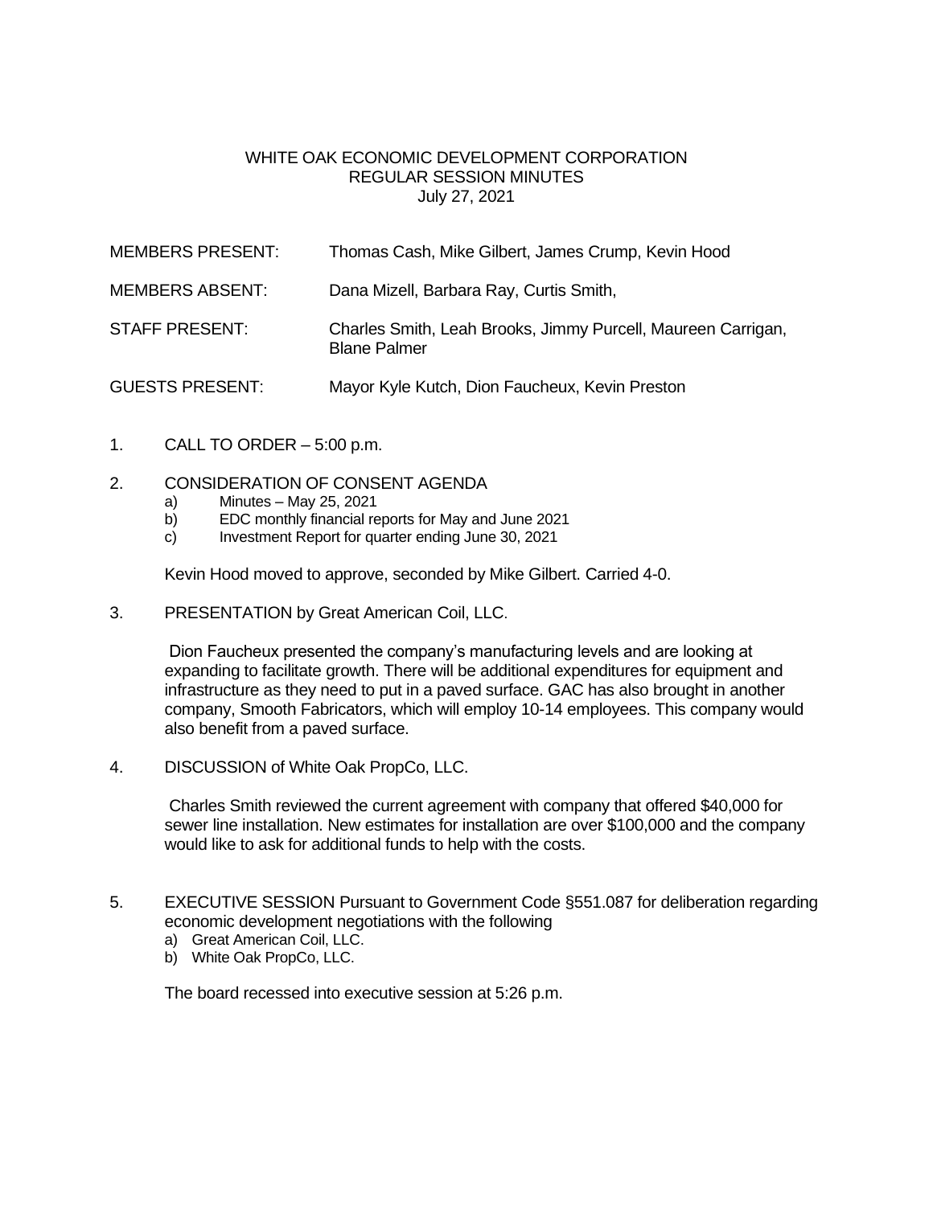# WHITE OAK ECONOMIC DEVELOPMENT CORPORATION
## REGULAR SESSION MINUTES
### July 27, 2021

MEMBERS PRESENT: Thomas Cash, Mike Gilbert, James Crump, Kevin Hood

MEMBERS ABSENT: Dana Mizell, Barbara Ray, Curtis Smith,

STAFF PRESENT: Charles Smith, Leah Brooks, Jimmy Purcell, Maureen Carrigan, Blane Palmer

GUESTS PRESENT: Mayor Kyle Kutch, Dion Faucheux, Kevin Preston

1. CALL TO ORDER – 5:00 p.m.

2. CONSIDERATION OF CONSENT AGENDA
   a) Minutes – May 25, 2021
   b) EDC monthly financial reports for May and June 2021
   c) Investment Report for quarter ending June 30, 2021

   Kevin Hood moved to approve, seconded by Mike Gilbert. Carried 4-0.

3. PRESENTATION by Great American Coil, LLC.

   Dion Faucheux presented the company's manufacturing levels and are looking at expanding to facilitate growth. There will be additional expenditures for equipment and infrastructure as they need to put in a paved surface. GAC has also brought in another company, Smooth Fabricators, which will employ 10-14 employees. This company would also benefit from a paved surface.

4. DISCUSSION of White Oak PropCo, LLC.

   Charles Smith reviewed the current agreement with company that offered $40,000 for sewer line installation. New estimates for installation are over $100,000 and the company would like to ask for additional funds to help with the costs.

5. EXECUTIVE SESSION Pursuant to Government Code §551.087 for deliberation regarding economic development negotiations with the following
   a) Great American Coil, LLC.
   b) White Oak PropCo, LLC.

   The board recessed into executive session at 5:26 p.m.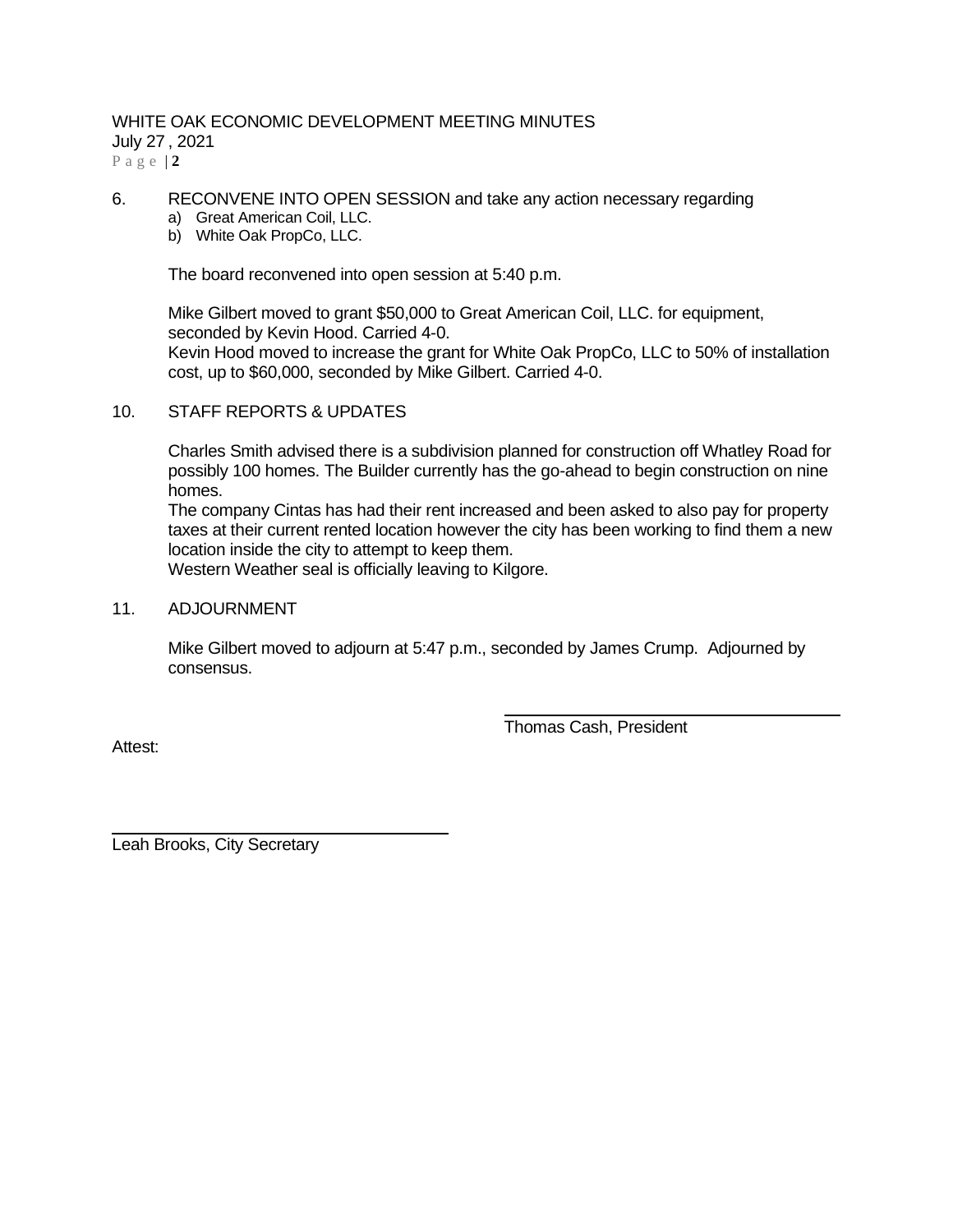6. RECONVENE INTO OPEN SESSION and take any action necessary regarding
   a) Great American Coil, LLC.
   b) White Oak PropCo, LLC.

   The board reconvened into open session at 5:40 p.m.

   Mike Gilbert moved to grant $50,000 to Great American Coil, LLC. for equipment, seconded by Kevin Hood. Carried 4-0.
   Kevin Hood moved to increase the grant for White Oak PropCo, LLC to 50% of installation cost, up to $60,000, seconded by Mike Gilbert. Carried 4-0.

10. STAFF REPORTS & UPDATES

   Charles Smith advised there is a subdivision planned for construction off Whatley Road for possibly 100 homes. The Builder currently has the go-ahead to begin construction on nine homes.
   The company Cintas has had their rent increased and been asked to also pay for property taxes at their current rented location however the city has been working to find them a new location inside the city to attempt to keep them.
   Western Weather seal is officially leaving to Kilgore.

11. ADJOURNMENT

   Mike Gilbert moved to adjourn at 5:47 p.m., seconded by James Crump. Adjourned by consensus.

\_\_\_\_\_\_\_\_\_\_\_\_\_\_\_\_\_\_\_\_\_\_\_\_\_\_\_\_\_\_\_\_\_\_\_\_
Thomas Cash, President

Attest:

\_\_\_\_\_\_\_\_\_\_\_\_\_\_\_\_\_\_\_\_\_\_\_\_\_\_\_\_\_\_\_\_\_\_\_\_
Leah Brooks, City Secretary